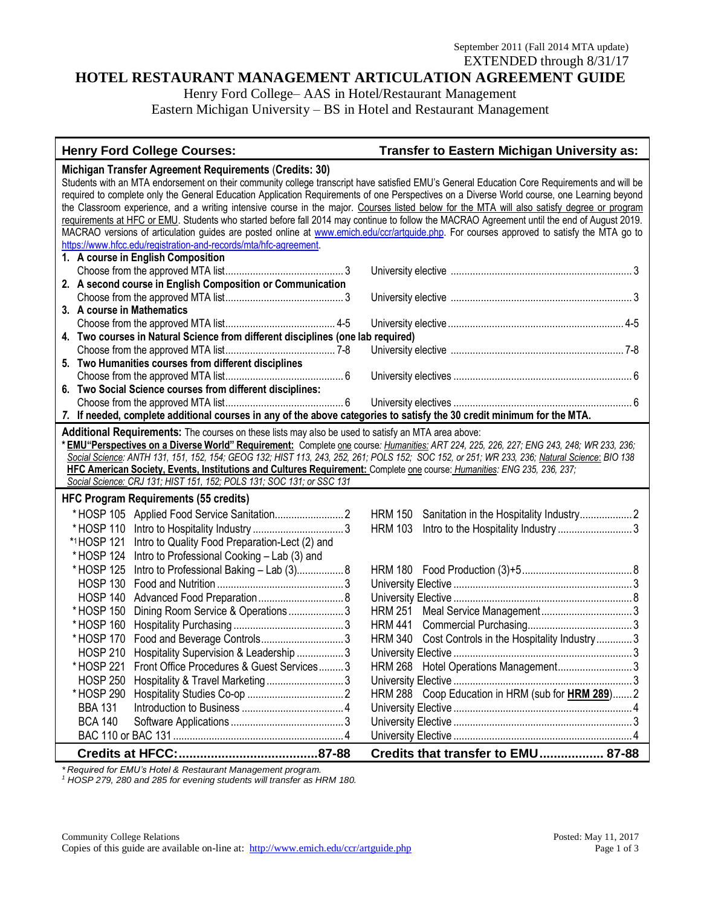September 2011 (Fall 2014 MTA update)
EXTENDED through 8/31/17

# HOTEL RESTAURANT MANAGEMENT ARTICULATION AGREEMENT GUIDE

Henry Ford College– AAS in Hotel/Restaurant Management
Eastern Michigan University – BS in Hotel and Restaurant Management

| Henry Ford College Courses: | Transfer to Eastern Michigan University as: |
|---|---|

**Michigan Transfer Agreement Requirements (Credits: 30)**
Students with an MTA endorsement on their community college transcript have satisfied EMU's General Education Core Requirements and will be required to complete only the General Education Application Requirements of one Perspectives on a Diverse World course, one Learning beyond the Classroom experience, and a writing intensive course in the major. Courses listed below for the MTA will also satisfy degree or program requirements at HFC or EMU. Students who started before fall 2014 may continue to follow the MACRAO Agreement until the end of August 2019. MACRAO versions of articulation guides are posted online at www.emich.edu/ccr/artguide.php. For courses approved to satisfy the MTA go to https://www.hfcc.edu/registration-and-records/mta/hfc-agreement.

| Henry Ford College Courses | Transfer to EMU as |
|---|---|
| **1. A course in English Composition** | |
| Choose from the approved MTA list ... 3 | University elective ... 3 |
| **2. A second course in English Composition or Communication** | |
| Choose from the approved MTA list ... 3 | University elective ... 3 |
| **3. A course in Mathematics** | |
| Choose from the approved MTA list ... 4-5 | University elective ... 4-5 |
| **4. Two courses in Natural Science from different disciplines (one lab required)** | |
| Choose from the approved MTA list ... 7-8 | University elective ... 7-8 |
| **5. Two Humanities courses from different disciplines** | |
| Choose from the approved MTA list ... 6 | University electives ... 6 |
| **6. Two Social Science courses from different disciplines:** | |
| Choose from the approved MTA list ... 6 | University electives ... 6 |

**7. If needed, complete additional courses in any of the above categories to satisfy the 30 credit minimum for the MTA.**

**Additional Requirements:** The courses on these lists may also be used to satisfy an MTA area above:
* **EMU"Perspectives on a Diverse World" Requirement:** Complete one course: *Humanities: ART 224, 225, 226, 227; ENG 243, 248; WR 233, 236; Social Science: ANTH 131, 151, 152, 154; GEOG 132; HIST 113, 243, 252, 261; POLS 152; SOC 152, or 251; WR 233, 236; Natural Science: BIO 138*
**HFC American Society, Events, Institutions and Cultures Requirement:** Complete one course: *Humanities: ENG 235, 236, 237; Social Science: CRJ 131; HIST 151, 152; POLS 131; SOC 131; or SSC 131*

**HFC Program Requirements (55 credits)**

| HFC Course | Title | Credits | EMU Course | Title | Credits |
|---|---|---|---|---|---|
| *HOSP 105 | Applied Food Service Sanitation | 2 | HRM 150 | Sanitation in the Hospitality Industry | 2 |
| *HOSP 110 | Intro to Hospitality Industry | 3 | HRM 103 | Intro to the Hospitality Industry | 3 |
| *[1]HOSP 121 | Intro to Quality Food Preparation-Lect (2) and | | | | |
| *HOSP 124 | Intro to Professional Cooking – Lab (3) and | | | | |
| *HOSP 125 | Intro to Professional Baking – Lab (3) | 8 | HRM 180 | Food Production (3)+5 | 8 |
| HOSP 130 | Food and Nutrition | 3 | University Elective | | 3 |
| HOSP 140 | Advanced Food Preparation | 8 | University Elective | | 8 |
| *HOSP 150 | Dining Room Service & Operations | 3 | HRM 251 | Meal Service Management | 3 |
| *HOSP 160 | Hospitality Purchasing | 3 | HRM 441 | Commercial Purchasing | 3 |
| *HOSP 170 | Food and Beverage Controls | 3 | HRM 340 | Cost Controls in the Hospitality Industry | 3 |
| HOSP 210 | Hospitality Supervision & Leadership | 3 | University Elective | | 3 |
| *HOSP 221 | Front Office Procedures & Guest Services | 3 | HRM 268 | Hotel Operations Management | 3 |
| HOSP 250 | Hospitality & Travel Marketing | 3 | University Elective | | 3 |
| *HOSP 290 | Hospitality Studies Co-op | 2 | HRM 288 | Coop Education in HRM (sub for **HRM 289**) | 2 |
| BBA 131 | Introduction to Business | 4 | University Elective | | 4 |
| BCA 140 | Software Applications | 3 | University Elective | | 3 |
| BAC 110 or BAC 131 | | 4 | University Elective | | 4 |
| **Credits at HFCC:** | | **87-88** | **Credits that transfer to EMU** | | **87-88** |

*\* Required for EMU's Hotel & Restaurant Management program.*
*[1] HOSP 279, 280 and 285 for evening students will transfer as HRM 180.*

Community College Relations
Copies of this guide are available on-line at: http://www.emich.edu/ccr/artguide.php

Posted: May 11, 2017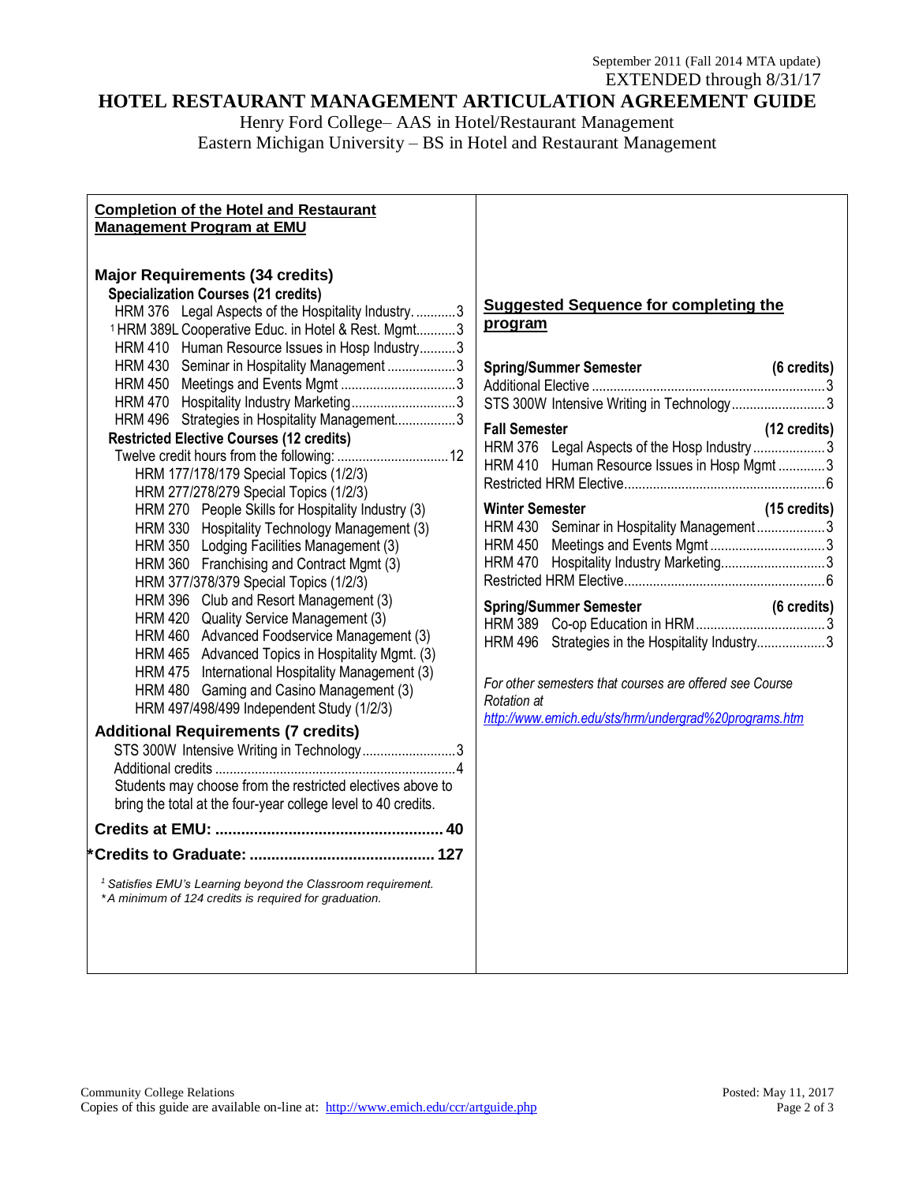September 2011 (Fall 2014 MTA update)
EXTENDED through 8/31/17

# HOTEL RESTAURANT MANAGEMENT ARTICULATION AGREEMENT GUIDE

Henry Ford College– AAS in Hotel/Restaurant Management
Eastern Michigan University – BS in Hotel and Restaurant Management

## Completion of the Hotel and Restaurant Management Program at EMU

### Major Requirements (34 credits)

**Specialization Courses (21 credits)**

- HRM 376 Legal Aspects of the Hospitality Industry. ........... 3
- [1] HRM 389L Cooperative Educ. in Hotel & Rest. Mgmt........... 3
- HRM 410 Human Resource Issues in Hosp Industry.......... 3
- HRM 430 Seminar in Hospitality Management ................... 3
- HRM 450 Meetings and Events Mgmt ............................... 3
- HRM 470 Hospitality Industry Marketing............................ 3
- HRM 496 Strategies in Hospitality Management................. 3

**Restricted Elective Courses (12 credits)**

Twelve credit hours from the following: ............................... 12

- HRM 177/178/179 Special Topics (1/2/3)
- HRM 277/278/279 Special Topics (1/2/3)
- HRM 270 People Skills for Hospitality Industry (3)
- HRM 330 Hospitality Technology Management (3)
- HRM 350 Lodging Facilities Management (3)
- HRM 360 Franchising and Contract Mgmt (3)
- HRM 377/378/379 Special Topics (1/2/3)
- HRM 396 Club and Resort Management (3)
- HRM 420 Quality Service Management (3)
- HRM 460 Advanced Foodservice Management (3)
- HRM 465 Advanced Topics in Hospitality Mgmt. (3)
- HRM 475 International Hospitality Management (3)
- HRM 480 Gaming and Casino Management (3)
- HRM 497/498/499 Independent Study (1/2/3)

### Additional Requirements (7 credits)

STS 300W Intensive Writing in Technology .......................... 3
Additional credits ................................................................. 4
Students may choose from the restricted electives above to bring the total at the four-year college level to 40 credits.

**Credits at EMU: ..................................................... 40**

**\*Credits to Graduate: ........................................... 127**

*[1] Satisfies EMU's Learning beyond the Classroom requirement.*
*\*A minimum of 124 credits is required for graduation.*

## Suggested Sequence for completing the program

**Spring/Summer Semester (6 credits)**
- Additional Elective ................................................................ 3
- STS 300W Intensive Writing in Technology.......................... 3

**Fall Semester (12 credits)**
- HRM 376 Legal Aspects of the Hosp Industry .................... 3
- HRM 410 Human Resource Issues in Hosp Mgmt ............. 3
- Restricted HRM Elective....................................................... 6

**Winter Semester (15 credits)**
- HRM 430 Seminar in Hospitality Management ................... 3
- HRM 450 Meetings and Events Mgmt ................................ 3
- HRM 470 Hospitality Industry Marketing............................. 3
- Restricted HRM Elective....................................................... 6

**Spring/Summer Semester (6 credits)**
- HRM 389 Co-op Education in HRM.................................... 3
- HRM 496 Strategies in the Hospitality Industry................... 3

*For other semesters that courses are offered see Course Rotation at* http://www.emich.edu/sts/hrm/undergrad%20programs.htm

Community College Relations
Copies of this guide are available on-line at: http://www.emich.edu/ccr/artguide.php

Posted: May 11, 2017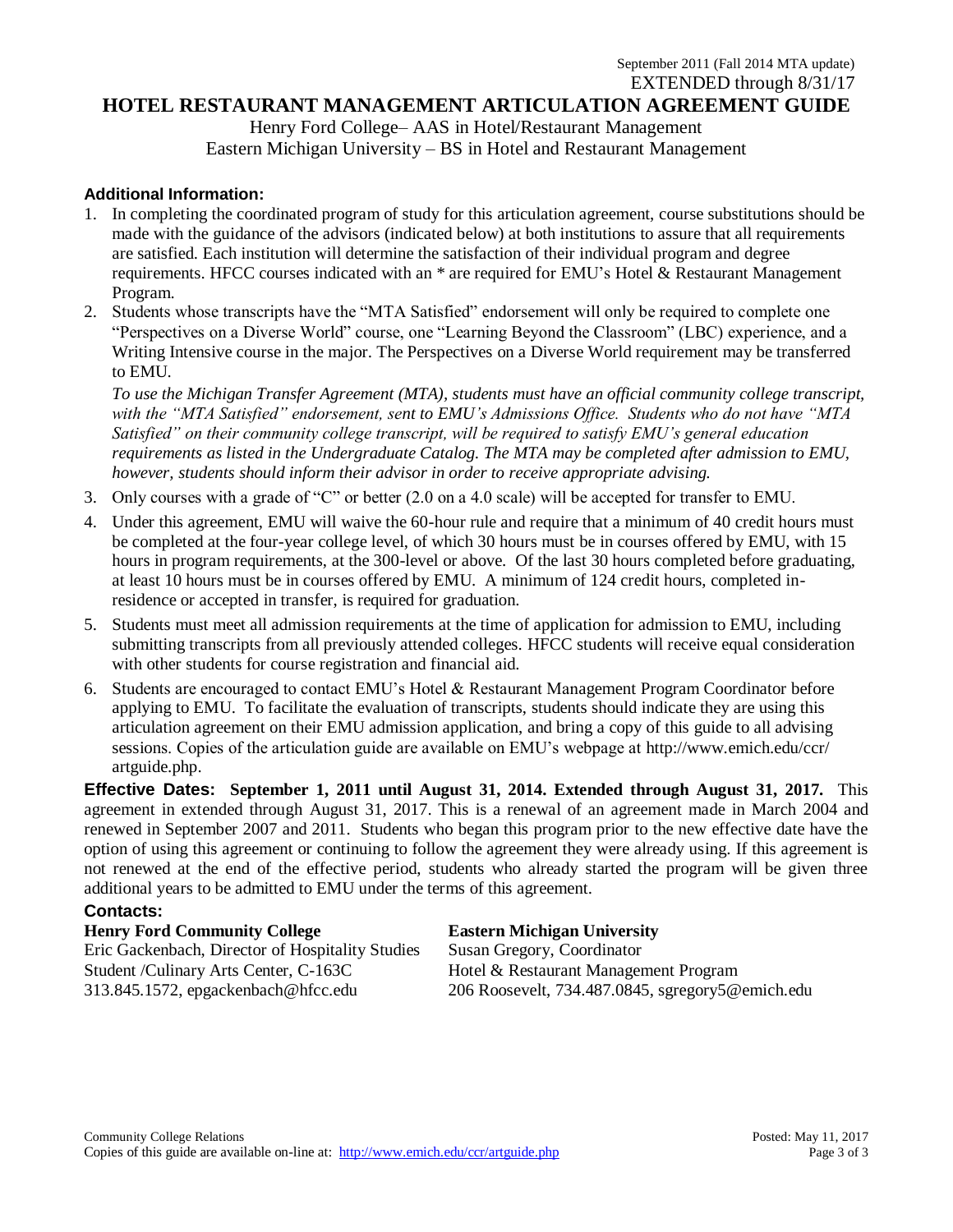September 2011 (Fall 2014 MTA update)
EXTENDED through 8/31/17

# HOTEL RESTAURANT MANAGEMENT ARTICULATION AGREEMENT GUIDE

Henry Ford College– AAS in Hotel/Restaurant Management
Eastern Michigan University – BS in Hotel and Restaurant Management

### Additional Information:

1. In completing the coordinated program of study for this articulation agreement, course substitutions should be made with the guidance of the advisors (indicated below) at both institutions to assure that all requirements are satisfied. Each institution will determine the satisfaction of their individual program and degree requirements. HFCC courses indicated with an * are required for EMU's Hotel & Restaurant Management Program.
2. Students whose transcripts have the "MTA Satisfied" endorsement will only be required to complete one "Perspectives on a Diverse World" course, one "Learning Beyond the Classroom" (LBC) experience, and a Writing Intensive course in the major. The Perspectives on a Diverse World requirement may be transferred to EMU.

   *To use the Michigan Transfer Agreement (MTA), students must have an official community college transcript, with the "MTA Satisfied" endorsement, sent to EMU's Admissions Office. Students who do not have "MTA Satisfied" on their community college transcript, will be required to satisfy EMU's general education requirements as listed in the Undergraduate Catalog. The MTA may be completed after admission to EMU, however, students should inform their advisor in order to receive appropriate advising.*
3. Only courses with a grade of "C" or better (2.0 on a 4.0 scale) will be accepted for transfer to EMU.
4. Under this agreement, EMU will waive the 60-hour rule and require that a minimum of 40 credit hours must be completed at the four-year college level, of which 30 hours must be in courses offered by EMU, with 15 hours in program requirements, at the 300-level or above. Of the last 30 hours completed before graduating, at least 10 hours must be in courses offered by EMU. A minimum of 124 credit hours, completed in-residence or accepted in transfer, is required for graduation.
5. Students must meet all admission requirements at the time of application for admission to EMU, including submitting transcripts from all previously attended colleges. HFCC students will receive equal consideration with other students for course registration and financial aid.
6. Students are encouraged to contact EMU's Hotel & Restaurant Management Program Coordinator before applying to EMU. To facilitate the evaluation of transcripts, students should indicate they are using this articulation agreement on their EMU admission application, and bring a copy of this guide to all advising sessions. Copies of the articulation guide are available on EMU's webpage at http://www.emich.edu/ccr/artguide.php.

**Effective Dates: September 1, 2011 until August 31, 2014. Extended through August 31, 2017.** This agreement in extended through August 31, 2017. This is a renewal of an agreement made in March 2004 and renewed in September 2007 and 2011. Students who began this program prior to the new effective date have the option of using this agreement or continuing to follow the agreement they were already using. If this agreement is not renewed at the end of the effective period, students who already started the program will be given three additional years to be admitted to EMU under the terms of this agreement.

### Contacts:

**Henry Ford Community College**
Eric Gackenbach, Director of Hospitality Studies
Student /Culinary Arts Center, C-163C
313.845.1572, epgackenbach@hfcc.edu

**Eastern Michigan University**
Susan Gregory, Coordinator
Hotel & Restaurant Management Program
206 Roosevelt, 734.487.0845, sgregory5@emich.edu

Community College Relations
Copies of this guide are available on-line at: http://www.emich.edu/ccr/artguide.php

Posted: May 11, 2017